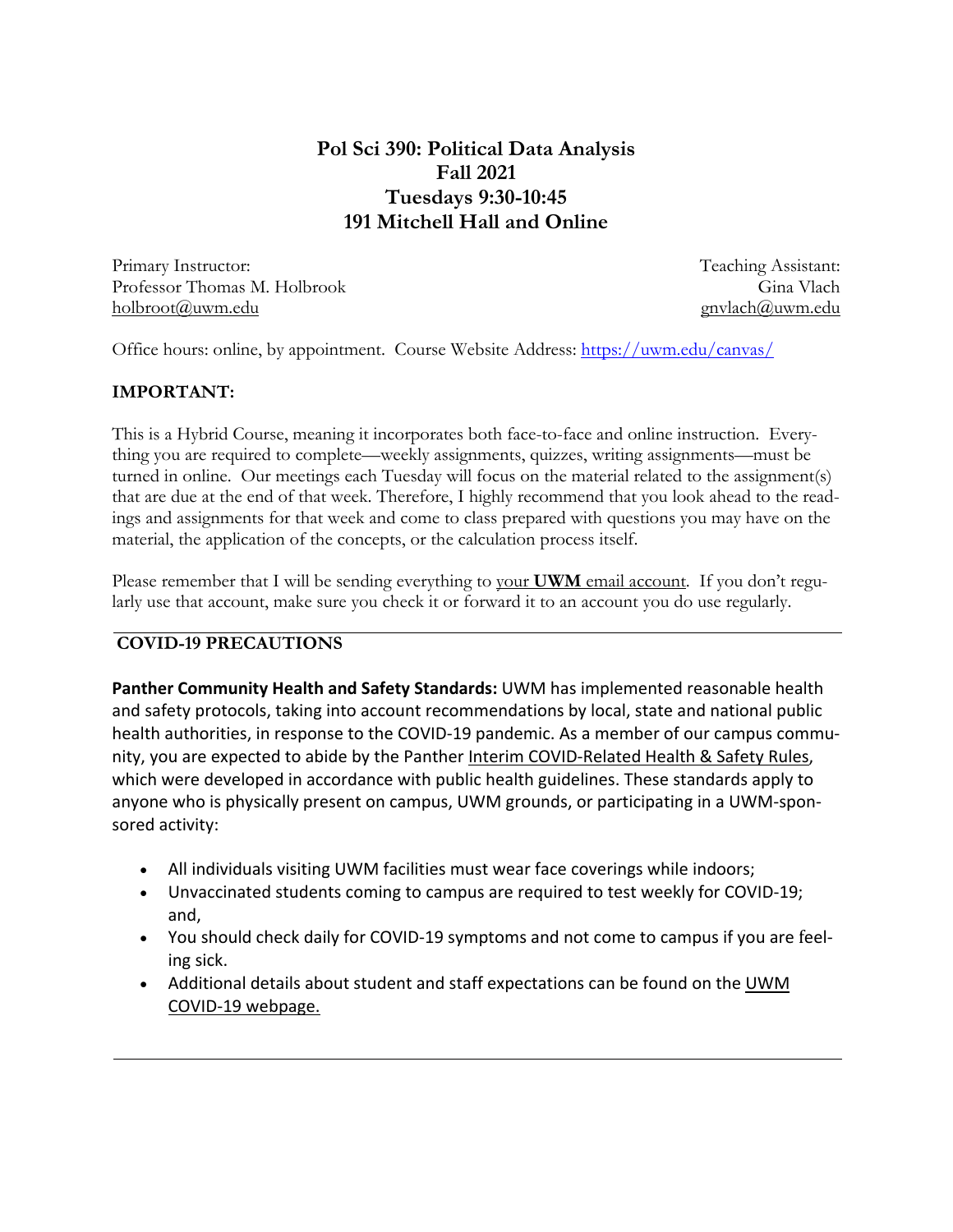# Pol Sci 390: Political Data Analysis
# Fall 2021
# Tuesdays 9:30-10:45
# 191 Mitchell Hall and Online

Primary Instructor:
Professor Thomas M. Holbrook
holbroot@uwm.edu

Teaching Assistant:
Gina Vlach
gnvlach@uwm.edu

Office hours: online, by appointment. Course Website Address: https://uwm.edu/canvas/

## IMPORTANT:

This is a Hybrid Course, meaning it incorporates both face-to-face and online instruction. Everything you are required to complete—weekly assignments, quizzes, writing assignments—must be turned in online. Our meetings each Tuesday will focus on the material related to the assignment(s) that are due at the end of that week. Therefore, I highly recommend that you look ahead to the readings and assignments for that week and come to class prepared with questions you may have on the material, the application of the concepts, or the calculation process itself.

Please remember that I will be sending everything to your **UWM** email account. If you don't regularly use that account, make sure you check it or forward it to an account you do use regularly.

## COVID-19 PRECAUTIONS

**Panther Community Health and Safety Standards:** UWM has implemented reasonable health and safety protocols, taking into account recommendations by local, state and national public health authorities, in response to the COVID-19 pandemic. As a member of our campus community, you are expected to abide by the Panther Interim COVID-Related Health & Safety Rules, which were developed in accordance with public health guidelines. These standards apply to anyone who is physically present on campus, UWM grounds, or participating in a UWM-sponsored activity:

- All individuals visiting UWM facilities must wear face coverings while indoors;
- Unvaccinated students coming to campus are required to test weekly for COVID-19; and,
- You should check daily for COVID-19 symptoms and not come to campus if you are feeling sick.
- Additional details about student and staff expectations can be found on the UWM COVID-19 webpage.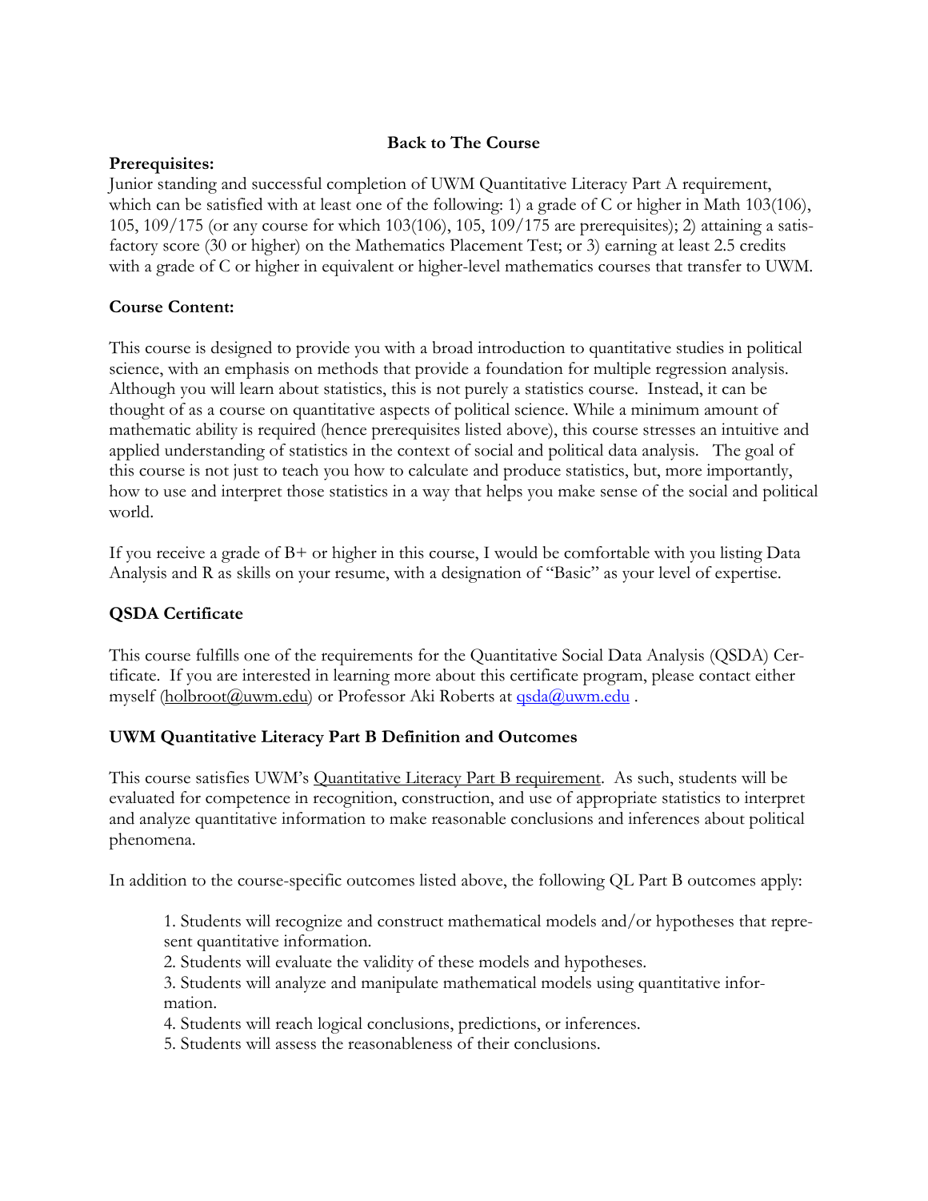**Back to The Course**

**Prerequisites:**

Junior standing and successful completion of UWM Quantitative Literacy Part A requirement, which can be satisfied with at least one of the following: 1) a grade of C or higher in Math 103(106), 105, 109/175 (or any course for which 103(106), 105, 109/175 are prerequisites); 2) attaining a satisfactory score (30 or higher) on the Mathematics Placement Test; or 3) earning at least 2.5 credits with a grade of C or higher in equivalent or higher-level mathematics courses that transfer to UWM.

**Course Content:**

This course is designed to provide you with a broad introduction to quantitative studies in political science, with an emphasis on methods that provide a foundation for multiple regression analysis. Although you will learn about statistics, this is not purely a statistics course. Instead, it can be thought of as a course on quantitative aspects of political science. While a minimum amount of mathematic ability is required (hence prerequisites listed above), this course stresses an intuitive and applied understanding of statistics in the context of social and political data analysis. The goal of this course is not just to teach you how to calculate and produce statistics, but, more importantly, how to use and interpret those statistics in a way that helps you make sense of the social and political world.

If you receive a grade of B+ or higher in this course, I would be comfortable with you listing Data Analysis and R as skills on your resume, with a designation of "Basic" as your level of expertise.

**QSDA Certificate**

This course fulfills one of the requirements for the Quantitative Social Data Analysis (QSDA) Certificate. If you are interested in learning more about this certificate program, please contact either myself (holbroot@uwm.edu) or Professor Aki Roberts at qsda@uwm.edu .

**UWM Quantitative Literacy Part B Definition and Outcomes**

This course satisfies UWM's Quantitative Literacy Part B requirement. As such, students will be evaluated for competence in recognition, construction, and use of appropriate statistics to interpret and analyze quantitative information to make reasonable conclusions and inferences about political phenomena.

In addition to the course-specific outcomes listed above, the following QL Part B outcomes apply:

1. Students will recognize and construct mathematical models and/or hypotheses that represent quantitative information.
2. Students will evaluate the validity of these models and hypotheses.
3. Students will analyze and manipulate mathematical models using quantitative information.
4. Students will reach logical conclusions, predictions, or inferences.
5. Students will assess the reasonableness of their conclusions.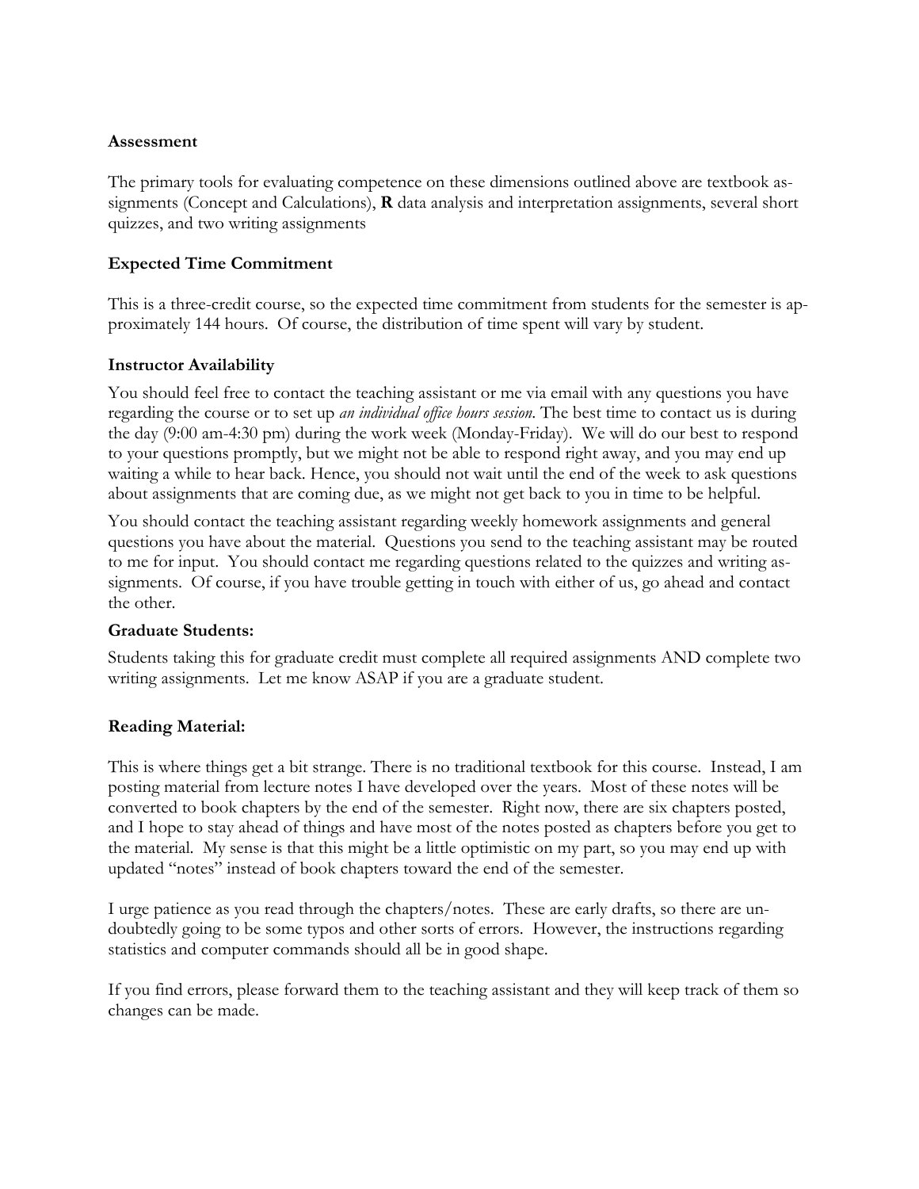**Assessment**

The primary tools for evaluating competence on these dimensions outlined above are textbook assignments (Concept and Calculations), **R** data analysis and interpretation assignments, several short quizzes, and two writing assignments

**Expected Time Commitment**

This is a three-credit course, so the expected time commitment from students for the semester is approximately 144 hours. Of course, the distribution of time spent will vary by student.

**Instructor Availability**

You should feel free to contact the teaching assistant or me via email with any questions you have regarding the course or to set up *an individual office hours session.* The best time to contact us is during the day (9:00 am-4:30 pm) during the work week (Monday-Friday). We will do our best to respond to your questions promptly, but we might not be able to respond right away, and you may end up waiting a while to hear back. Hence, you should not wait until the end of the week to ask questions about assignments that are coming due, as we might not get back to you in time to be helpful.

You should contact the teaching assistant regarding weekly homework assignments and general questions you have about the material. Questions you send to the teaching assistant may be routed to me for input. You should contact me regarding questions related to the quizzes and writing assignments. Of course, if you have trouble getting in touch with either of us, go ahead and contact the other.

**Graduate Students:**

Students taking this for graduate credit must complete all required assignments AND complete two writing assignments. Let me know ASAP if you are a graduate student.

**Reading Material:**

This is where things get a bit strange. There is no traditional textbook for this course. Instead, I am posting material from lecture notes I have developed over the years. Most of these notes will be converted to book chapters by the end of the semester. Right now, there are six chapters posted, and I hope to stay ahead of things and have most of the notes posted as chapters before you get to the material. My sense is that this might be a little optimistic on my part, so you may end up with updated "notes" instead of book chapters toward the end of the semester.

I urge patience as you read through the chapters/notes. These are early drafts, so there are undoubtedly going to be some typos and other sorts of errors. However, the instructions regarding statistics and computer commands should all be in good shape.

If you find errors, please forward them to the teaching assistant and they will keep track of them so changes can be made.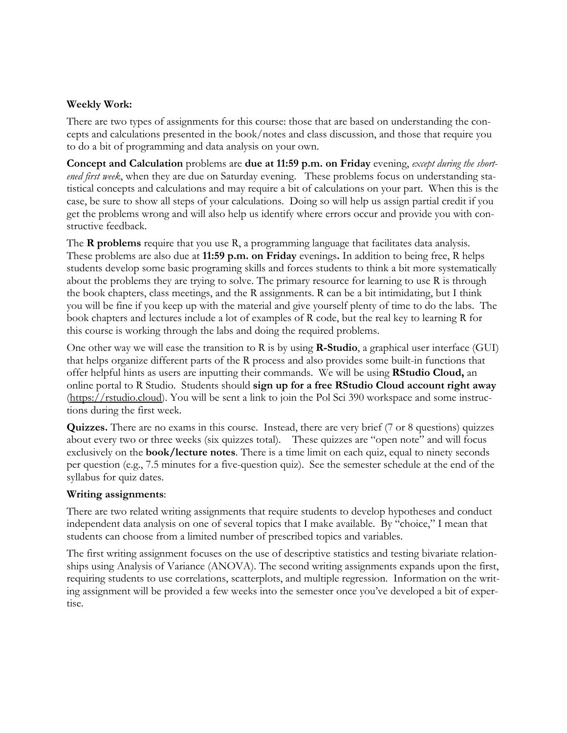**Weekly Work:**

There are two types of assignments for this course: those that are based on understanding the concepts and calculations presented in the book/notes and class discussion, and those that require you to do a bit of programming and data analysis on your own.

**Concept and Calculation** problems are **due at 11:59 p.m. on Friday** evening, *except during the shortened first week*, when they are due on Saturday evening. These problems focus on understanding statistical concepts and calculations and may require a bit of calculations on your part. When this is the case, be sure to show all steps of your calculations. Doing so will help us assign partial credit if you get the problems wrong and will also help us identify where errors occur and provide you with constructive feedback.

The **R problems** require that you use R, a programming language that facilitates data analysis. These problems are also due at **11:59 p.m. on Friday** evenings**.** In addition to being free, R helps students develop some basic programing skills and forces students to think a bit more systematically about the problems they are trying to solve. The primary resource for learning to use R is through the book chapters, class meetings, and the R assignments. R can be a bit intimidating, but I think you will be fine if you keep up with the material and give yourself plenty of time to do the labs. The book chapters and lectures include a lot of examples of R code, but the real key to learning R for this course is working through the labs and doing the required problems.

One other way we will ease the transition to R is by using **R-Studio**, a graphical user interface (GUI) that helps organize different parts of the R process and also provides some built-in functions that offer helpful hints as users are inputting their commands. We will be using **RStudio Cloud,** an online portal to R Studio. Students should **sign up for a free RStudio Cloud account right away** (https://rstudio.cloud). You will be sent a link to join the Pol Sci 390 workspace and some instructions during the first week.

**Quizzes.** There are no exams in this course. Instead, there are very brief (7 or 8 questions) quizzes about every two or three weeks (six quizzes total). These quizzes are "open note" and will focus exclusively on the **book/lecture notes**. There is a time limit on each quiz, equal to ninety seconds per question (e.g., 7.5 minutes for a five-question quiz). See the semester schedule at the end of the syllabus for quiz dates.

**Writing assignments**:

There are two related writing assignments that require students to develop hypotheses and conduct independent data analysis on one of several topics that I make available. By "choice," I mean that students can choose from a limited number of prescribed topics and variables.

The first writing assignment focuses on the use of descriptive statistics and testing bivariate relationships using Analysis of Variance (ANOVA). The second writing assignments expands upon the first, requiring students to use correlations, scatterplots, and multiple regression. Information on the writing assignment will be provided a few weeks into the semester once you've developed a bit of expertise.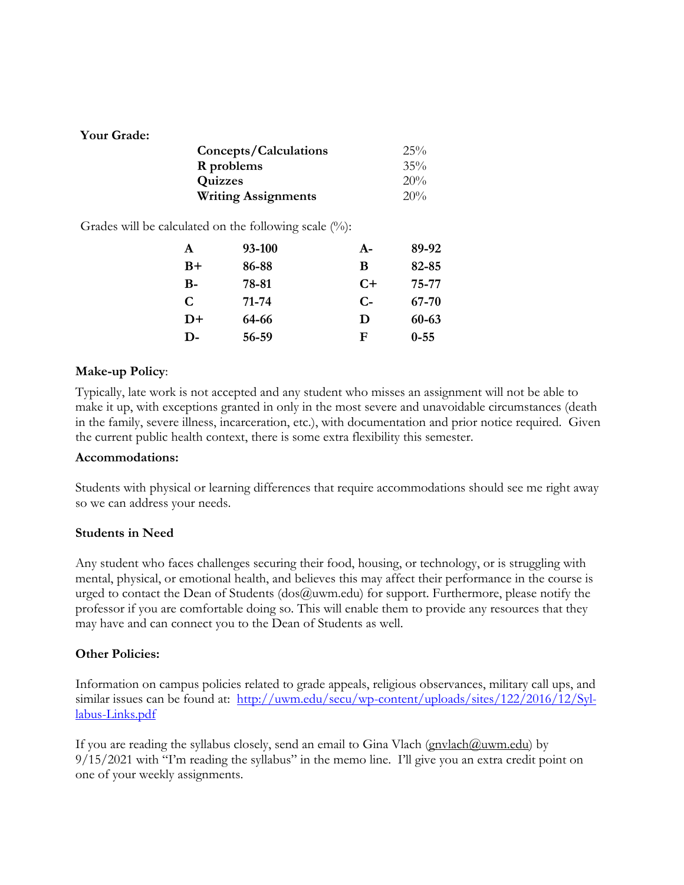**Your Grade:**

| | |
|---|---|
| **Concepts/Calculations** | 25% |
| **R problems** | 35% |
| **Quizzes** | 20% |
| **Writing Assignments** | 20% |

Grades will be calculated on the following scale (%):

| | | | |
|---|---|---|---|
| **A** | **93-100** | **A-** | **89-92** |
| **B+** | **86-88** | **B** | **82-85** |
| **B-** | **78-81** | **C+** | **75-77** |
| **C** | **71-74** | **C-** | **67-70** |
| **D+** | **64-66** | **D** | **60-63** |
| **D-** | **56-59** | **F** | **0-55** |

**Make-up Policy**:

Typically, late work is not accepted and any student who misses an assignment will not be able to make it up, with exceptions granted in only in the most severe and unavoidable circumstances (death in the family, severe illness, incarceration, etc.), with documentation and prior notice required. Given the current public health context, there is some extra flexibility this semester.

**Accommodations:**

Students with physical or learning differences that require accommodations should see me right away so we can address your needs.

**Students in Need**

Any student who faces challenges securing their food, housing, or technology, or is struggling with mental, physical, or emotional health, and believes this may affect their performance in the course is urged to contact the Dean of Students (dos@uwm.edu) for support. Furthermore, please notify the professor if you are comfortable doing so. This will enable them to provide any resources that they may have and can connect you to the Dean of Students as well.

**Other Policies:**

Information on campus policies related to grade appeals, religious observances, military call ups, and similar issues can be found at: [http://uwm.edu/secu/wp-content/uploads/sites/122/2016/12/Syllabus-Links.pdf](http://uwm.edu/secu/wp-content/uploads/sites/122/2016/12/Syllabus-Links.pdf)

If you are reading the syllabus closely, send an email to Gina Vlach (gnvlach@uwm.edu) by 9/15/2021 with "I'm reading the syllabus" in the memo line. I'll give you an extra credit point on one of your weekly assignments.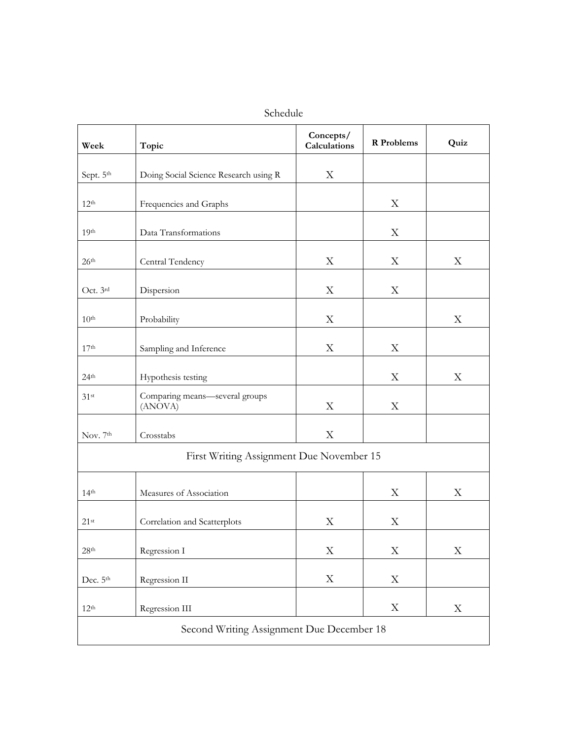Schedule

| Week | Topic | Concepts/ Calculations | R Problems | Quiz |
|---|---|---|---|---|
| Sept. 5th | Doing Social Science Research using R | X | | |
| 12th | Frequencies and Graphs | | X | |
| 19th | Data Transformations | | X | |
| 26th | Central Tendency | X | X | X |
| Oct. 3rd | Dispersion | X | X | |
| 10th | Probability | X | | X |
| 17th | Sampling and Inference | X | X | |
| 24th | Hypothesis testing | | X | X |
| 31st | Comparing means—several groups (ANOVA) | X | X | |
| Nov. 7th | Crosstabs | X | | |
| First Writing Assignment Due November 15 | | | | |
| 14th | Measures of Association | | X | X |
| 21st | Correlation and Scatterplots | X | X | |
| 28th | Regression I | X | X | X |
| Dec. 5th | Regression II | X | X | |
| 12th | Regression III | | X | X |
| Second Writing Assignment Due December 18 | | | | |